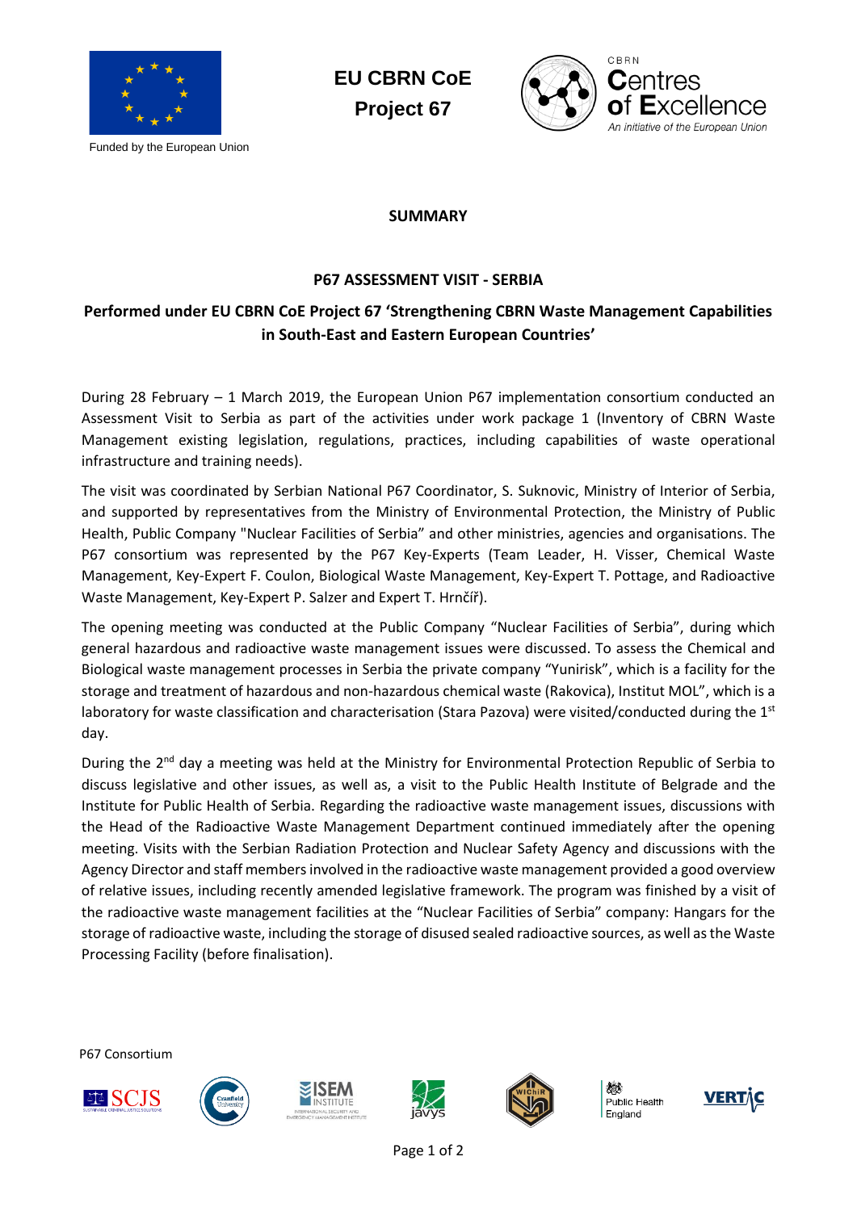EU CBRN CoE
Project 67

Funded by the European Union

CBRN Centres of Excellence
*An initiative of the European Union*

## SUMMARY

### P67 ASSESSMENT VISIT - SERBIA

### Performed under EU CBRN CoE Project 67 'Strengthening CBRN Waste Management Capabilities in South-East and Eastern European Countries'

During 28 February – 1 March 2019, the European Union P67 implementation consortium conducted an Assessment Visit to Serbia as part of the activities under work package 1 (Inventory of CBRN Waste Management existing legislation, regulations, practices, including capabilities of waste operational infrastructure and training needs).

The visit was coordinated by Serbian National P67 Coordinator, S. Suknovic, Ministry of Interior of Serbia, and supported by representatives from the Ministry of Environmental Protection, the Ministry of Public Health, Public Company "Nuclear Facilities of Serbia" and other ministries, agencies and organisations. The P67 consortium was represented by the P67 Key-Experts (Team Leader, H. Visser, Chemical Waste Management, Key-Expert F. Coulon, Biological Waste Management, Key-Expert T. Pottage, and Radioactive Waste Management, Key-Expert P. Salzer and Expert T. Hrnčíř).

The opening meeting was conducted at the Public Company "Nuclear Facilities of Serbia", during which general hazardous and radioactive waste management issues were discussed. To assess the Chemical and Biological waste management processes in Serbia the private company "Yunirisk", which is a facility for the storage and treatment of hazardous and non-hazardous chemical waste (Rakovica), Institut MOL", which is a laboratory for waste classification and characterisation (Stara Pazova) were visited/conducted during the 1st day.

During the 2nd day a meeting was held at the Ministry for Environmental Protection Republic of Serbia to discuss legislative and other issues, as well as, a visit to the Public Health Institute of Belgrade and the Institute for Public Health of Serbia. Regarding the radioactive waste management issues, discussions with the Head of the Radioactive Waste Management Department continued immediately after the opening meeting. Visits with the Serbian Radiation Protection and Nuclear Safety Agency and discussions with the Agency Director and staff members involved in the radioactive waste management provided a good overview of relative issues, including recently amended legislative framework. The program was finished by a visit of the radioactive waste management facilities at the "Nuclear Facilities of Serbia" company: Hangars for the storage of radioactive waste, including the storage of disused sealed radioactive sources, as well as the Waste Processing Facility (before finalisation).

P67 Consortium

SCJS · Cranfield University · ISEM Institute · javys · WIChiR · Public Health England · VERTIC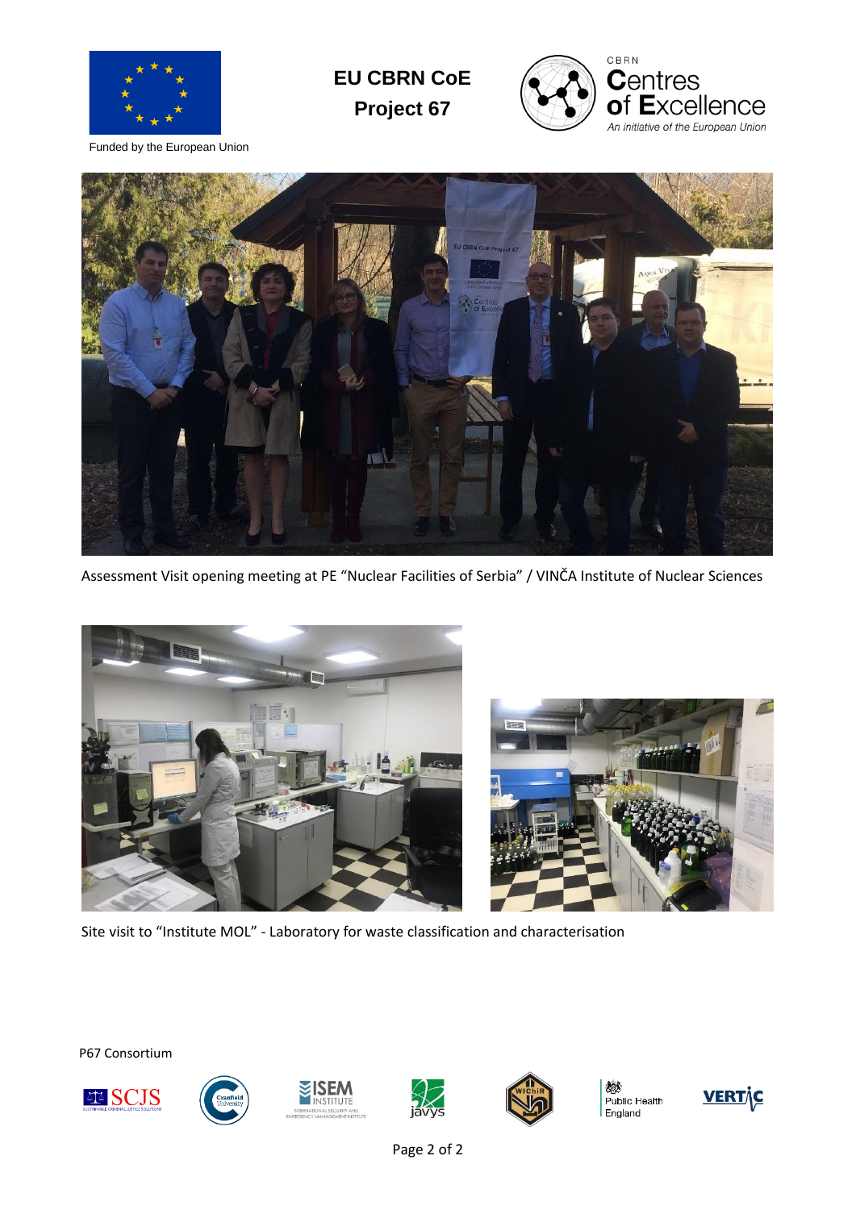Funded by the European Union

**EU CBRN CoE**
**Project 67**

CBRN Centres of Excellence
*An initiative of the European Union*

Assessment Visit opening meeting at PE “Nuclear Facilities of Serbia” / VINČA Institute of Nuclear Sciences

Site visit to “Institute MOL” - Laboratory for waste classification and characterisation

P67 Consortium